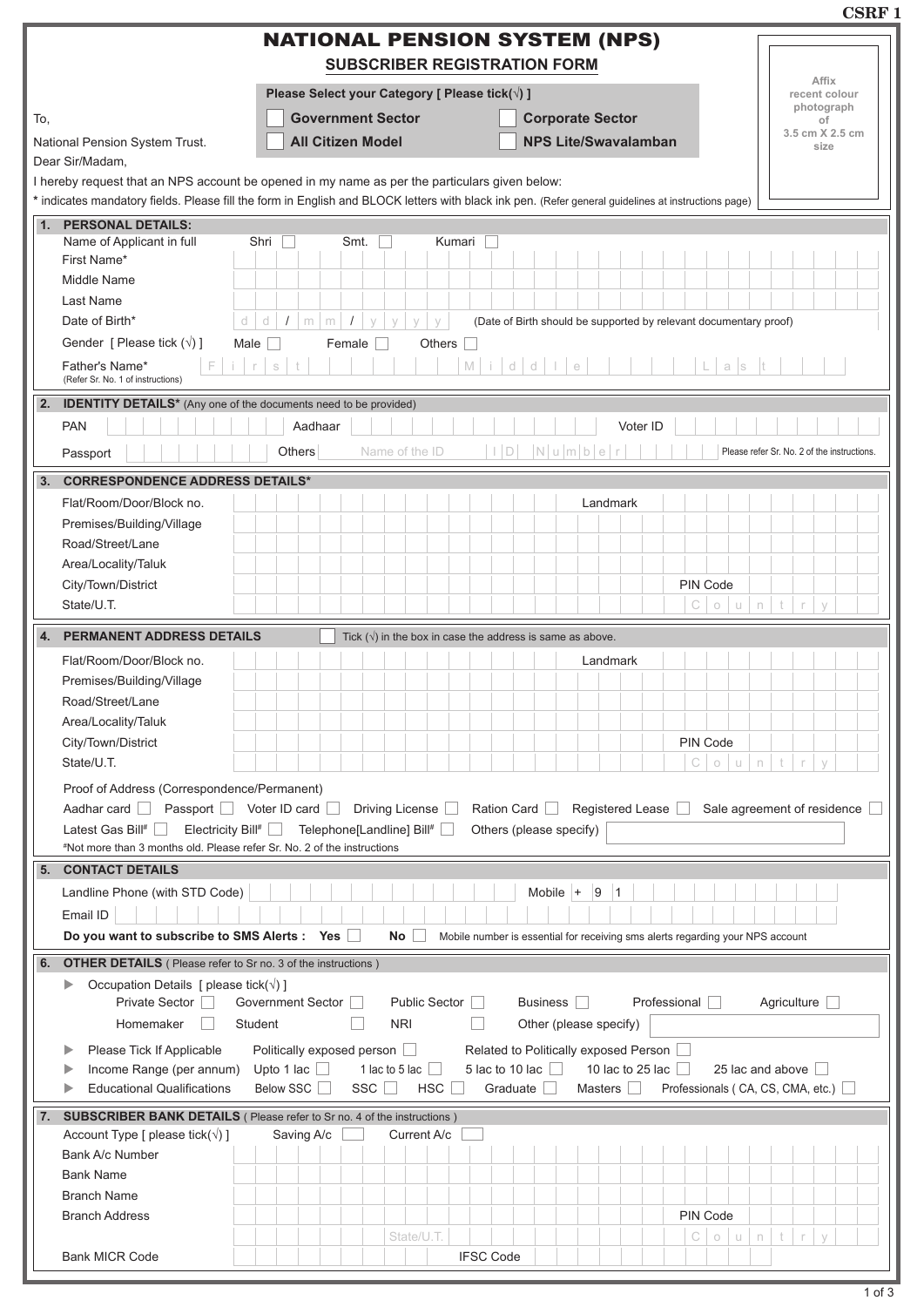CSRF 1

# NATIONAL PENSION SYSTEM (NPS)

## SUBSCRIBER REGISTRATION FORM

**Please Select your Category [ Please tick(√) ]**

☐ **Government Sector** ☐ **Corporate Sector**

☐ **All Citizen Model** ☐ **NPS Lite/Swavalamban**

Affix recent colour photograph of 3.5 cm X 2.5 cm size

To,

National Pension System Trust.

Dear Sir/Madam,

I hereby request that an NPS account be opened in my name as per the particulars given below:

\* indicates mandatory fields. Please fill the form in English and BLOCK letters with black ink pen. (Refer general guidelines at instructions page)

### 1. PERSONAL DETAILS:

Name of Applicant in full: Shri ☐ Smt. ☐ Kumari ☐

First Name*

Middle Name

Last Name

Date of Birth* d d / m m / y y y y (Date of Birth should be supported by relevant documentary proof)

Gender [ Please tick (√) ] Male ☐ Female ☐ Others ☐

Father's Name* (Refer Sr. No. 1 of instructions) First Middle Last

### 2. IDENTITY DETAILS* (Any one of the documents need to be provided)

PAN Aadhaar Voter ID

Passport Others Name of the ID ID Number Please refer Sr. No. 2 of the instructions.

### 3. CORRESPONDENCE ADDRESS DETAILS*

Flat/Room/Door/Block no. Landmark

Premises/Building/Village

Road/Street/Lane

Area/Locality/Taluk

City/Town/District PIN Code

State/U.T. Country

### 4. PERMANENT ADDRESS DETAILS

☐ Tick (√) in the box in case the address is same as above.

Flat/Room/Door/Block no. Landmark

Premises/Building/Village

Road/Street/Lane

Area/Locality/Taluk

City/Town/District PIN Code

State/U.T. Country

Proof of Address (Correspondence/Permanent)

Aadhar card ☐ Passport ☐ Voter ID card ☐ Driving License ☐ Ration Card ☐ Registered Lease ☐ Sale agreement of residence ☐

Latest Gas Bill# ☐ Electricity Bill# ☐ Telephone[Landline] Bill# ☐ Others (please specify)

#Not more than 3 months old. Please refer Sr. No. 2 of the instructions

### 5. CONTACT DETAILS

Landline Phone (with STD Code) Mobile + 9 1

Email ID

**Do you want to subscribe to SMS Alerts : Yes** ☐ **No** ☐ Mobile number is essential for receiving sms alerts regarding your NPS account

### 6. OTHER DETAILS ( Please refer to Sr no. 3 of the instructions )

- Occupation Details [ please tick(√) ]
  Private Sector ☐ Government Sector ☐ Public Sector ☐ Business ☐ Professional ☐ Agriculture ☐
  Homemaker ☐ Student ☐ NRI ☐ Other (please specify)
- Please Tick If Applicable: Politically exposed person ☐ Related to Politically exposed Person ☐
- Income Range (per annum): Upto 1 lac ☐ 1 lac to 5 lac ☐ 5 lac to 10 lac ☐ 10 lac to 25 lac ☐ 25 lac and above ☐
- Educational Qualifications: Below SSC ☐ SSC ☐ HSC ☐ Graduate ☐ Masters ☐ Professionals ( CA, CS, CMA, etc.) ☐

### 7. SUBSCRIBER BANK DETAILS ( Please refer to Sr no. 4 of the instructions )

Account Type [ please tick(√) ] Saving A/c ☐ Current A/c ☐

Bank A/c Number

Bank Name

Branch Name

Branch Address PIN Code

State/U.T. Country

Bank MICR Code IFSC Code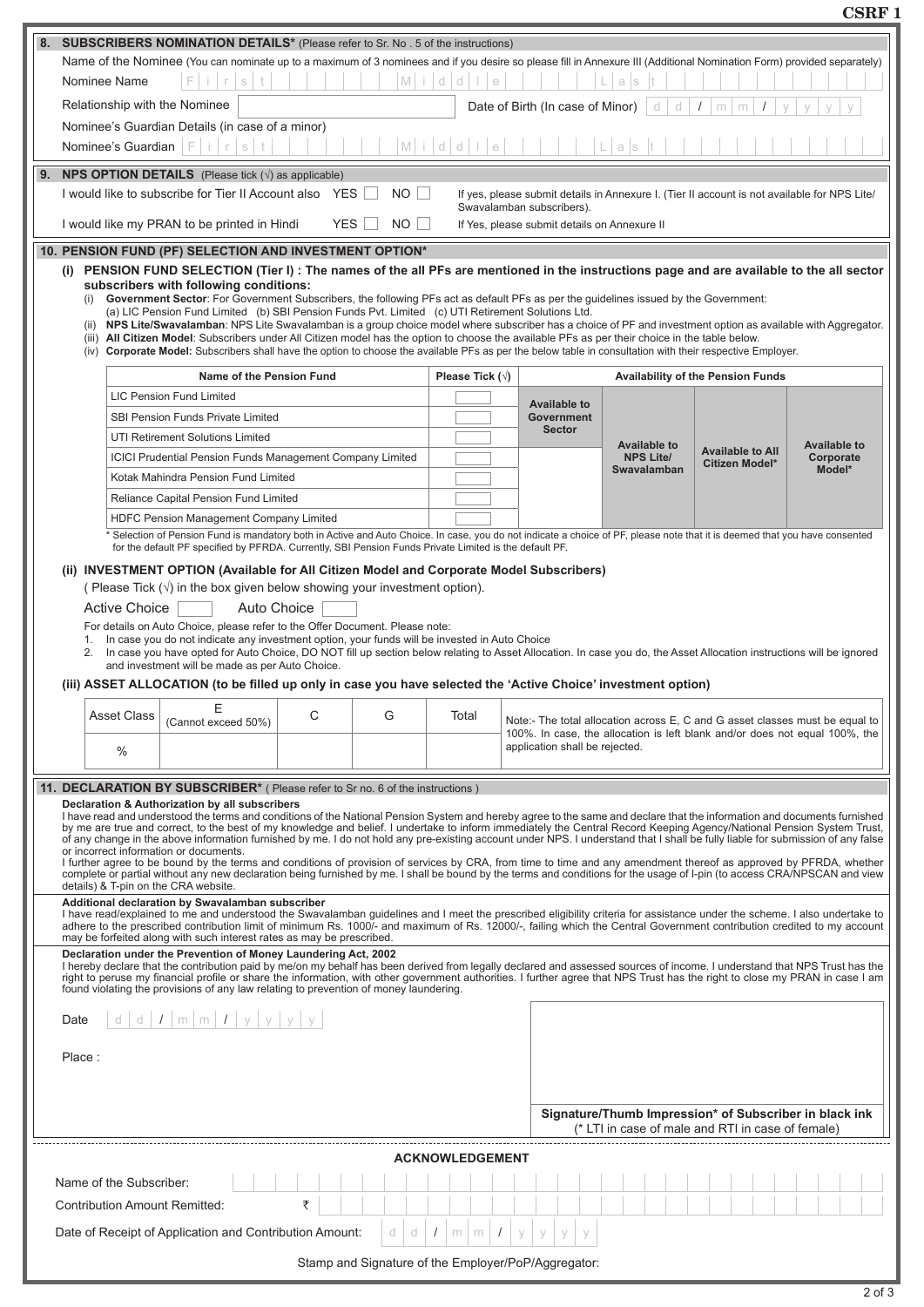CSRF 1

## 8. SUBSCRIBERS NOMINATION DETAILS* (Please refer to Sr. No . 5 of the instructions)

Name of the Nominee (You can nominate up to a maximum of 3 nominees and if you desire so please fill in Annexure III (Additional Nomination Form) provided separately)

Nominee Name: First | Middle | Last

Relationship with the Nominee: ____ Date of Birth (In case of Minor) dd / mm / yyyy

Nominee's Guardian Details (in case of a minor)

Nominee's Guardian: First | Middle | Last

## 9. NPS OPTION DETAILS (Please tick (√) as applicable)

I would like to subscribe for Tier II Account also YES ☐ NO ☐ — If yes, please submit details in Annexure I. (Tier II account is not available for NPS Lite/ Swavalamban subscribers).

I would like my PRAN to be printed in Hindi YES ☐ NO ☐ — If Yes, please submit details on Annexure II

## 10. PENSION FUND (PF) SELECTION AND INVESTMENT OPTION*

**(i) PENSION FUND SELECTION (Tier I) : The names of the all PFs are mentioned in the instructions page and are available to the all sector subscribers with following conditions:**

(i) **Government Sector**: For Government Subscribers, the following PFs act as default PFs as per the guidelines issued by the Government: (a) LIC Pension Fund Limited (b) SBI Pension Funds Pvt. Limited (c) UTI Retirement Solutions Ltd.
(ii) **NPS Lite/Swavalamban**: NPS Lite Swavalamban is a group choice model where subscriber has a choice of PF and investment option as available with Aggregator.
(iii) **All Citizen Model**: Subscribers under All Citizen model has the option to choose the available PFs as per their choice in the table below.
(iv) **Corporate Model:** Subscribers shall have the option to choose the available PFs as per the below table in consultation with their respective Employer.

| Name of the Pension Fund | Please Tick (√) | Availability of the Pension Funds | | | |
|---|---|---|---|---|---|
| LIC Pension Fund Limited | ☐ | Available to Government Sector | Available to NPS Lite/ Swavalamban | Available to All Citizen Model* | Available to Corporate Model* |
| SBI Pension Funds Private Limited | ☐ | | | | |
| UTI Retirement Solutions Limited | ☐ | | | | |
| ICICI Prudential Pension Funds Management Company Limited | ☐ | | | | |
| Kotak Mahindra Pension Fund Limited | ☐ | | | | |
| Reliance Capital Pension Fund Limited | ☐ | | | | |
| HDFC Pension Management Company Limited | ☐ | | | | |

* Selection of Pension Fund is mandatory both in Active and Auto Choice. In case, you do not indicate a choice of PF, please note that it is deemed that you have consented for the default PF specified by PFRDA. Currently, SBI Pension Funds Private Limited is the default PF.

**(ii) INVESTMENT OPTION (Available for All Citizen Model and Corporate Model Subscribers)**

( Please Tick (√) in the box given below showing your investment option).

Active Choice ☐ Auto Choice ☐

For details on Auto Choice, please refer to the Offer Document. Please note:

1. In case you do not indicate any investment option, your funds will be invested in Auto Choice
2. In case you have opted for Auto Choice, DO NOT fill up section below relating to Asset Allocation. In case you do, the Asset Allocation instructions will be ignored and investment will be made as per Auto Choice.

**(iii) ASSET ALLOCATION (to be filled up only in case you have selected the 'Active Choice' investment option)**

| Asset Class | E (Cannot exceed 50%) | C | G | Total |
|---|---|---|---|---|
| % | | | | |

Note:- The total allocation across E, C and G asset classes must be equal to 100%. In case, the allocation is left blank and/or does not equal 100%, the application shall be rejected.

## 11. DECLARATION BY SUBSCRIBER* ( Please refer to Sr no. 6 of the instructions )

**Declaration & Authorization by all subscribers**

I have read and understood the terms and conditions of the National Pension System and hereby agree to the same and declare that the information and documents furnished by me are true and correct, to the best of my knowledge and belief. I undertake to inform immediately the Central Record Keeping Agency/National Pension System Trust, of any change in the above information furnished by me. I do not hold any pre-existing account under NPS. I understand that I shall be fully liable for submission of any false or incorrect information or documents.

I further agree to be bound by the terms and conditions of provision of services by CRA, from time to time and any amendment thereof as approved by PFRDA, whether complete or partial without any new declaration being furnished by me. I shall be bound by the terms and conditions for the usage of I-pin (to access CRA/NPSCAN and view details) & T-pin on the CRA website.

**Additional declaration by Swavalamban subscriber**

I have read/explained to me and understood the Swavalamban guidelines and I meet the prescribed eligibility criteria for assistance under the scheme. I also undertake to adhere to the prescribed contribution limit of minimum Rs. 1000/- and maximum of Rs. 12000/-, failing which the Central Government contribution credited to my account may be forfeited along with such interest rates as may be prescribed.

**Declaration under the Prevention of Money Laundering Act, 2002**

I hereby declare that the contribution paid by me/on my behalf has been derived from legally declared and assessed sources of income. I understand that NPS Trust has the right to peruse my financial profile or share the information, with other government authorities. I further agree that NPS Trust has the right to close my PRAN in case I am found violating the provisions of any law relating to prevention of money laundering.

Date dd / mm / yyyy

Place :

Signature/Thumb Impression* of Subscriber in black ink
(* LTI in case of male and RTI in case of female)

---

### ACKNOWLEDGEMENT

Name of the Subscriber:

Contribution Amount Remitted: ₹

Date of Receipt of Application and Contribution Amount: dd / mm / yyyy

Stamp and Signature of the Employer/PoP/Aggregator: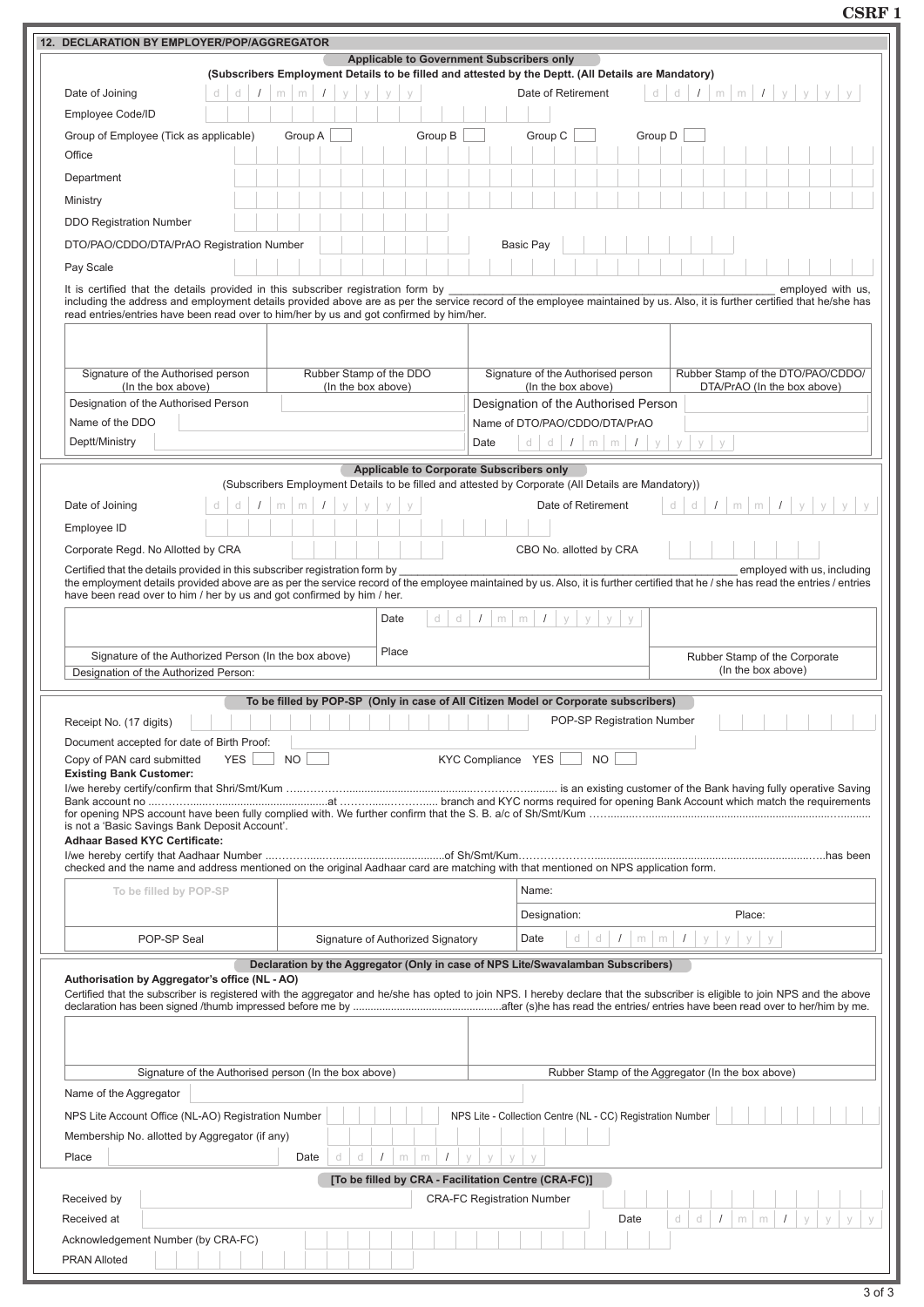CSRF 1

## 12. DECLARATION BY EMPLOYER/POP/AGGREGATOR

### Applicable to Government Subscribers only

(Subscribers Employment Details to be filled and attested by the Deptt. (All Details are Mandatory)

Date of Joining: d d / m m / y y y y    Date of Retirement: d d / m m / y y y y

Employee Code/ID:

Group of Employee (Tick as applicable): Group A ☐  Group B ☐  Group C ☐  Group D ☐

Office:

Department:

Ministry:

DDO Registration Number:

DTO/PAO/CDDO/DTA/PrAO Registration Number:    Basic Pay:

Pay Scale:

It is certified that the details provided in this subscriber registration form by ______________________________ employed with us, including the address and employment details provided above are as per the service record of the employee maintained by us. Also, it is further certified that he/she has read entries/entries have been read over to him/her by us and got confirmed by him/her.

| | | | |
|---|---|---|---|
| Signature of the Authorised person (In the box above) | Rubber Stamp of the DDO (In the box above) | Signature of the Authorised person (In the box above) | Rubber Stamp of the DTO/PAO/CDDO/ DTA/PrAO (In the box above) |

Designation of the Authorised Person:    Designation of the Authorised Person:

Name of the DDO:    Name of DTO/PAO/CDDO/DTA/PrAO:

Deptt/Ministry:    Date: d d / m m / y y y y

### Applicable to Corporate Subscribers only

(Subscribers Employment Details to be filled and attested by Corporate (All Details are Mandatory))

Date of Joining: d d / m m / y y y y    Date of Retirement: d d / m m / y y y y

Employee ID:

Corporate Regd. No Allotted by CRA:    CBO No. allotted by CRA:

Certified that the details provided in this subscriber registration form by ______________________________ employed with us, including the employment details provided above are as per the service record of the employee maintained by us. Also, it is further certified that he / she has read the entries / entries have been read over to him / her by us and got confirmed by him / her.

| | | |
|---|---|---|
| | Date: d d / m m / y y y y | |
| Signature of the Authorized Person (In the box above) | Place | Rubber Stamp of the Corporate (In the box above) |

Designation of the Authorized Person:

### To be filled by POP-SP (Only in case of All Citizen Model or Corporate subscribers)

Receipt No. (17 digits):    POP-SP Registration Number:

Document accepted for date of Birth Proof:

Copy of PAN card submitted YES ☐ NO ☐    KYC Compliance YES ☐ NO ☐

**Existing Bank Customer:**

I/we hereby certify/confirm that Shri/Smt/Kum ………………………………………… is an existing customer of the Bank having fully operative Saving Bank account no ………………………at ……………… branch and KYC norms required for opening Bank Account which match the requirements for opening NPS account have been fully complied with. We further confirm that the S. B. a/c of Sh/Smt/Kum ………………………………… is not a 'Basic Savings Bank Deposit Account'.

**Adhaar Based KYC Certificate:**

I/we hereby certify that Aadhaar Number ………………………of Sh/Smt/Kum……………………………………has been checked and the name and address mentioned on the original Aadhaar card are matching with that mentioned on NPS application form.

| To be filled by POP-SP | | Name: | |
|---|---|---|---|
| | | Designation: | Place: |
| POP-SP Seal | Signature of Authorized Signatory | Date: d d / m m / y y y y | |

### Declaration by the Aggregator (Only in case of NPS Lite/Swavalamban Subscribers)

**Authorisation by Aggregator's office (NL - AO)**

Certified that the subscriber is registered with the aggregator and he/she has opted to join NPS. I hereby declare that the subscriber is eligible to join NPS and the above declaration has been signed /thumb impressed before me by ……………………………after (s)he has read the entries/ entries have been read over to her/him by me.

| | |
|---|---|
| Signature of the Authorised person (In the box above) | Rubber Stamp of the Aggregator (In the box above) |

Name of the Aggregator:

NPS Lite Account Office (NL-AO) Registration Number:    NPS Lite - Collection Centre (NL - CC) Registration Number:

Membership No. allotted by Aggregator (if any):

Place:    Date: d d / m m / y y y y

### [To be filled by CRA - Facilitation Centre (CRA-FC)]

Received by:    CRA-FC Registration Number:

Received at:    Date: d d / m m / y y y y

Acknowledgement Number (by CRA-FC):

PRAN Alloted: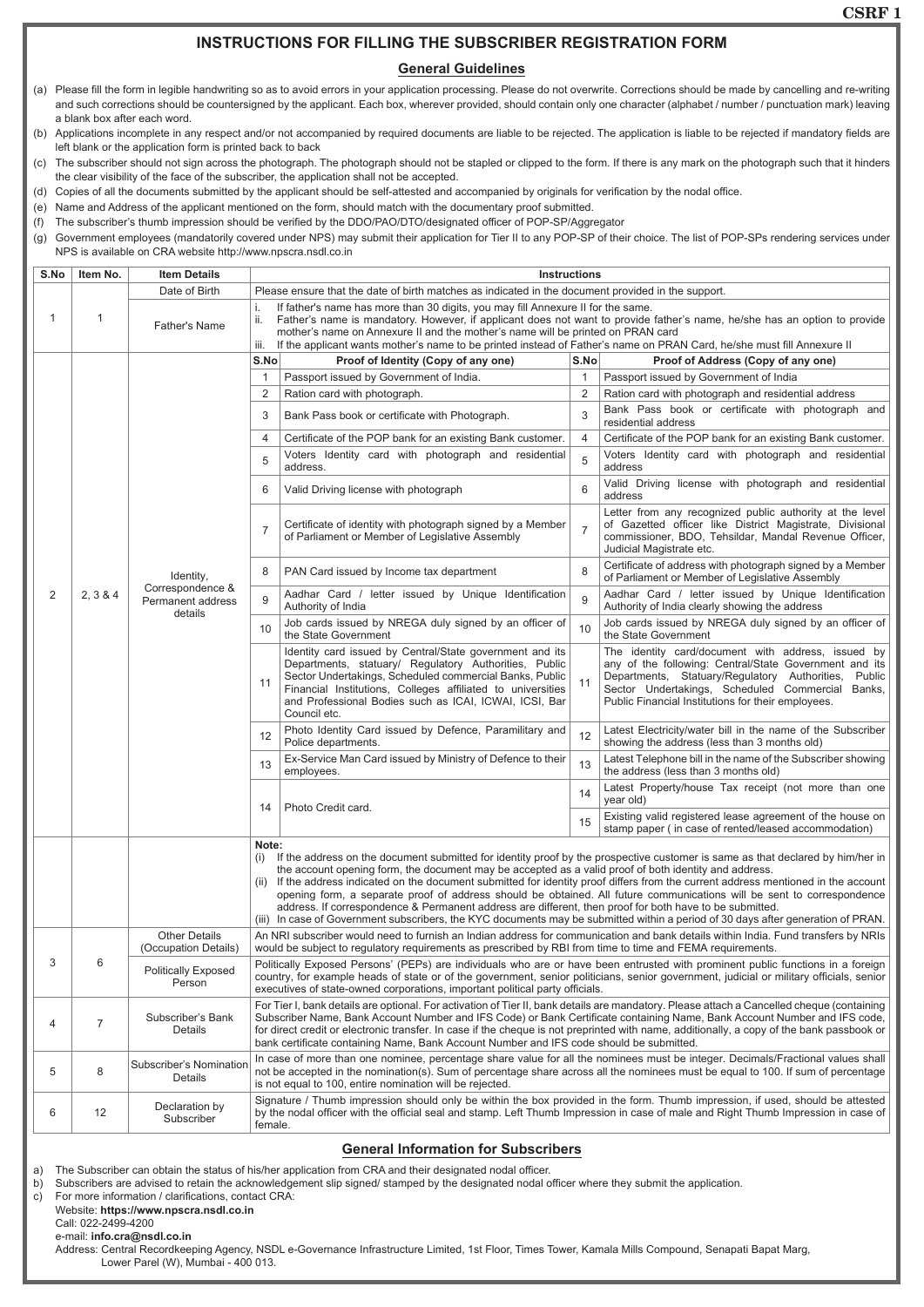CSRF 1

# INSTRUCTIONS FOR FILLING THE SUBSCRIBER REGISTRATION FORM

## General Guidelines

(a) Please fill the form in legible handwriting so as to avoid errors in your application processing. Please do not overwrite. Corrections should be made by cancelling and re-writing and such corrections should be countersigned by the applicant. Each box, wherever provided, should contain only one character (alphabet / number / punctuation mark) leaving a blank box after each word.

(b) Applications incomplete in any respect and/or not accompanied by required documents are liable to be rejected. The application is liable to be rejected if mandatory fields are left blank or the application form is printed back to back

(c) The subscriber should not sign across the photograph. The photograph should not be stapled or clipped to the form. If there is any mark on the photograph such that it hinders the clear visibility of the face of the subscriber, the application shall not be accepted.

(d) Copies of all the documents submitted by the applicant should be self-attested and accompanied by originals for verification by the nodal office.

(e) Name and Address of the applicant mentioned on the form, should match with the documentary proof submitted.

(f) The subscriber's thumb impression should be verified by the DDO/PAO/DTO/designated officer of POP-SP/Aggregator

(g) Government employees (mandatorily covered under NPS) may submit their application for Tier II to any POP-SP of their choice. The list of POP-SPs rendering services under NPS is available on CRA website http://www.npscra.nsdl.co.in

| S.No | Item No. | Item Details | Instructions | | | |
|---|---|---|---|---|---|---|
| 1 | 1 | Date of Birth | Please ensure that the date of birth matches as indicated in the document provided in the support. | | | |
| | | Father's Name | i. If father's name has more than 30 digits, you may fill Annexure II for the same.<br>ii. Father's name is mandatory. However, if applicant does not want to provide father's name, he/she has an option to provide mother's name on Annexure II and the mother's name will be printed on PRAN card<br>iii. If the applicant wants mother's name to be printed instead of Father's name on PRAN Card, he/she must fill Annexure II | | | |
| 2 | 2, 3 & 4 | Identity, Correspondence & Permanent address details | **S.No** | **Proof of Identity (Copy of any one)** | **S.No** | **Proof of Address (Copy of any one)** |
| | | | 1 | Passport issued by Government of India. | 1 | Passport issued by Government of India |
| | | | 2 | Ration card with photograph. | 2 | Ration card with photograph and residential address |
| | | | 3 | Bank Pass book or certificate with Photograph. | 3 | Bank Pass book or certificate with photograph and residential address |
| | | | 4 | Certificate of the POP bank for an existing Bank customer. | 4 | Certificate of the POP bank for an existing Bank customer. |
| | | | 5 | Voters Identity card with photograph and residential address. | 5 | Voters Identity card with photograph and residential address |
| | | | 6 | Valid Driving license with photograph | 6 | Valid Driving license with photograph and residential address |
| | | | 7 | Certificate of identity with photograph signed by a Member of Parliament or Member of Legislative Assembly | 7 | Letter from any recognized public authority at the level of Gazetted officer like District Magistrate, Divisional commissioner, BDO, Tehsildar, Mandal Revenue Officer, Judicial Magistrate etc. |
| | | | 8 | PAN Card issued by Income tax department | 8 | Certificate of address with photograph signed by a Member of Parliament or Member of Legislative Assembly |
| | | | 9 | Aadhar Card / letter issued by Unique Identification Authority of India | 9 | Aadhar Card / letter issued by Unique Identification Authority of India clearly showing the address |
| | | | 10 | Job cards issued by NREGA duly signed by an officer of the State Government | 10 | Job cards issued by NREGA duly signed by an officer of the State Government |
| | | | 11 | Identity card issued by Central/State government and its Departments, statuary/ Regulatory Authorities, Public Sector Undertakings, Scheduled commercial Banks, Public Financial Institutions, Colleges affiliated to universities and Professional Bodies such as ICAI, ICWAI, ICSI, Bar Council etc. | 11 | The identity card/document with address, issued by any of the following: Central/State Government and its Departments, Statuary/Regulatory Authorities, Public Sector Undertakings, Scheduled Commercial Banks, Public Financial Institutions for their employees. |
| | | | 12 | Photo Identity Card issued by Defence, Paramilitary and Police departments. | 12 | Latest Electricity/water bill in the name of the Subscriber showing the address (less than 3 months old) |
| | | | 13 | Ex-Service Man Card issued by Ministry of Defence to their employees. | 13 | Latest Telephone bill in the name of the Subscriber showing the address (less than 3 months old) |
| | | | 14 | Photo Credit card. | 14 | Latest Property/house Tax receipt (not more than one year old) |
| | | | | | 15 | Existing valid registered lease agreement of the house on stamp paper ( in case of rented/leased accommodation) |
| | | | **Note:**<br>(i) If the address on the document submitted for identity proof by the prospective customer is same as that declared by him/her in the account opening form, the document may be accepted as a valid proof of both identity and address.<br>(ii) If the address indicated on the document submitted for identity proof differs from the current address mentioned in the account opening form, a separate proof of address should be obtained. All future communications will be sent to correspondence address. If correspondence & Permanent address are different, then proof for both have to be submitted.<br>(iii) In case of Government subscribers, the KYC documents may be submitted within a period of 30 days after generation of PRAN. | | | |
| 3 | 6 | Other Details (Occupation Details) | An NRI subscriber would need to furnish an Indian address for communication and bank details within India. Fund transfers by NRIs would be subject to regulatory requirements as prescribed by RBI from time to time and FEMA requirements. | | | |
| | | Politically Exposed Person | Politically Exposed Persons' (PEPs) are individuals who are or have been entrusted with prominent public functions in a foreign country, for example heads of state or of the government, senior politicians, senior government, judicial or military officials, senior executives of state-owned corporations, important political party officials. | | | |
| 4 | 7 | Subscriber's Bank Details | For Tier I, bank details are optional. For activation of Tier II, bank details are mandatory. Please attach a Cancelled cheque (containing Subscriber Name, Bank Account Number and IFS Code) or Bank Certificate containing Name, Bank Account Number and IFS code, for direct credit or electronic transfer. In case if the cheque is not preprinted with name, additionally, a copy of the bank passbook or bank certificate containing Name, Bank Account Number and IFS code should be submitted. | | | |
| 5 | 8 | Subscriber's Nomination Details | In case of more than one nominee, percentage share value for all the nominees must be integer. Decimals/Fractional values shall not be accepted in the nomination(s). Sum of percentage share across all the nominees must be equal to 100. If sum of percentage is not equal to 100, entire nomination will be rejected. | | | |
| 6 | 12 | Declaration by Subscriber | Signature / Thumb impression should only be within the box provided in the form. Thumb impression, if used, should be attested by the nodal officer with the official seal and stamp. Left Thumb Impression in case of male and Right Thumb Impression in case of female. | | | |

## General Information for Subscribers

a) The Subscriber can obtain the status of his/her application from CRA and their designated nodal officer.

b) Subscribers are advised to retain the acknowledgement slip signed/ stamped by the designated nodal officer where they submit the application.

c) For more information / clarifications, contact CRA:
Website: **https://www.npscra.nsdl.co.in**
Call: 022-2499-4200
e-mail: **info.cra@nsdl.co.in**
Address: Central Recordkeeping Agency, NSDL e-Governance Infrastructure Limited, 1st Floor, Times Tower, Kamala Mills Compound, Senapati Bapat Marg, Lower Parel (W), Mumbai - 400 013.